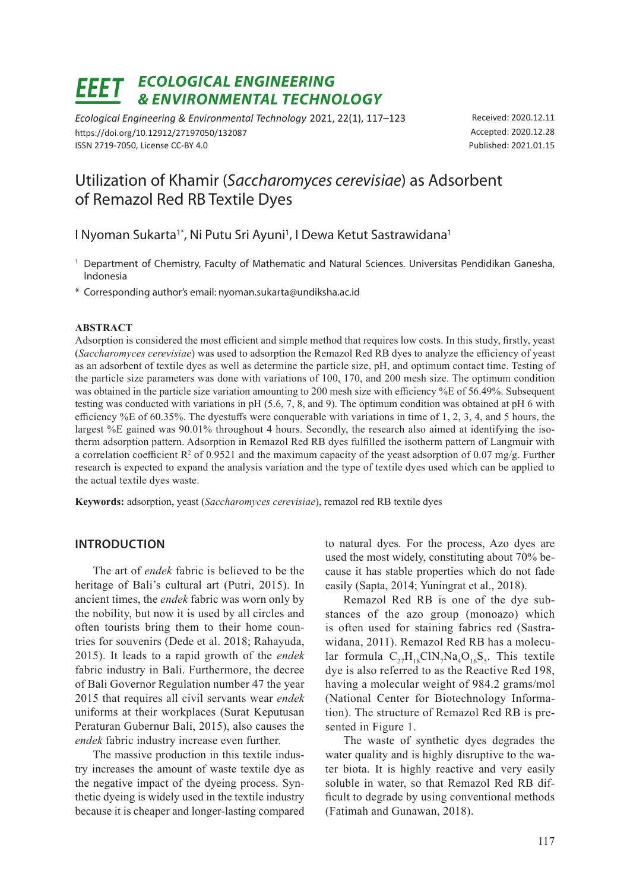# Utilization of Khamir (*Saccharomyces cerevisiae*) as Adsorbent of Remazol Red RB Textile Dyes

I Nyoman Sukarta[1*], Ni Putu Sri Ayuni[1], I Dewa Ketut Sastrawidana[1]

[1] Department of Chemistry, Faculty of Mathematic and Natural Sciences. Universitas Pendidikan Ganesha, Indonesia

[*] Corresponding author's email: nyoman.sukarta@undiksha.ac.id

Received: 2020.12.11
Accepted: 2020.12.28
Published: 2021.01.15

## ABSTRACT

Adsorption is considered the most efficient and simple method that requires low costs. In this study, firstly, yeast (*Saccharomyces cerevisiae*) was used to adsorption the Remazol Red RB dyes to analyze the efficiency of yeast as an adsorbent of textile dyes as well as determine the particle size, pH, and optimum contact time. Testing of the particle size parameters was done with variations of 100, 170, and 200 mesh size. The optimum condition was obtained in the particle size variation amounting to 200 mesh size with efficiency %E of 56.49%. Subsequent testing was conducted with variations in pH (5.6, 7, 8, and 9). The optimum condition was obtained at pH 6 with efficiency %E of 60.35%. The dyestuffs were conquerable with variations in time of 1, 2, 3, 4, and 5 hours, the largest %E gained was 90.01% throughout 4 hours. Secondly, the research also aimed at identifying the isotherm adsorption pattern. Adsorption in Remazol Red RB dyes fulfilled the isotherm pattern of Langmuir with a correlation coefficient $R^2$ of 0.9521 and the maximum capacity of the yeast adsorption of 0.07 mg/g. Further research is expected to expand the analysis variation and the type of textile dyes used which can be applied to the actual textile dyes waste.

**Keywords:** adsorption, yeast (*Saccharomyces cerevisiae*), remazol red RB textile dyes

## INTRODUCTION

The art of *endek* fabric is believed to be the heritage of Bali's cultural art (Putri, 2015). In ancient times, the *endek* fabric was worn only by the nobility, but now it is used by all circles and often tourists bring them to their home countries for souvenirs (Dede et al. 2018; Rahayuda, 2015). It leads to a rapid growth of the *endek* fabric industry in Bali. Furthermore, the decree of Bali Governor Regulation number 47 the year 2015 that requires all civil servants wear *endek* uniforms at their workplaces (Surat Keputusan Peraturan Gubernur Bali, 2015), also causes the *endek* fabric industry increase even further.

The massive production in this textile industry increases the amount of waste textile dye as the negative impact of the dyeing process. Synthetic dyeing is widely used in the textile industry because it is cheaper and longer-lasting compared to natural dyes. For the process, Azo dyes are used the most widely, constituting about 70% because it has stable properties which do not fade easily (Sapta, 2014; Yuningrat et al., 2018).

Remazol Red RB is one of the dye substances of the azo group (monoazo) which is often used for staining fabrics red (Sastrawidana, 2011). Remazol Red RB has a molecular formula $C_{27}H_{18}ClN_7Na_4O_{16}S_5$. This textile dye is also referred to as the Reactive Red 198, having a molecular weight of 984.2 grams/mol (National Center for Biotechnology Information). The structure of Remazol Red RB is presented in Figure 1.

The waste of synthetic dyes degrades the water quality and is highly disruptive to the water biota. It is highly reactive and very easily soluble in water, so that Remazol Red RB difficult to degrade by using conventional methods (Fatimah and Gunawan, 2018).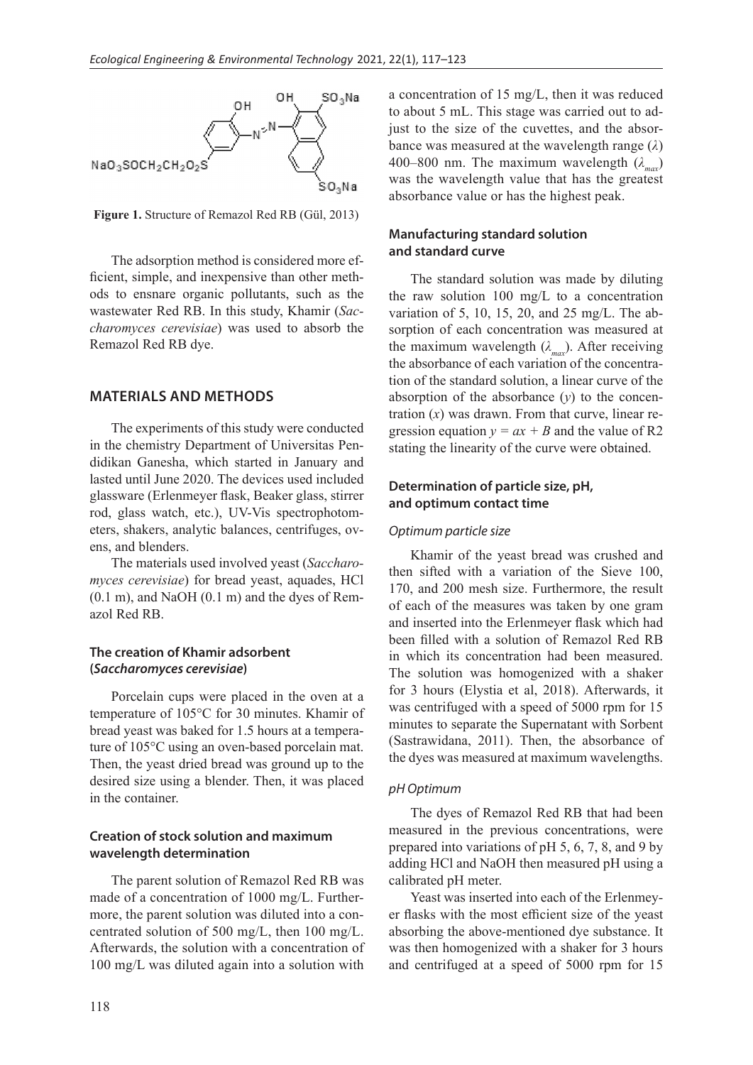**Figure 1.** Structure of Remazol Red RB (Gül, 2013)

The adsorption method is considered more efficient, simple, and inexpensive than other methods to ensnare organic pollutants, such as the wastewater Red RB. In this study, Khamir (*Saccharomyces cerevisiae*) was used to absorb the Remazol Red RB dye.

## MATERIALS AND METHODS

The experiments of this study were conducted in the chemistry Department of Universitas Pendidikan Ganesha, which started in January and lasted until June 2020. The devices used included glassware (Erlenmeyer flask, Beaker glass, stirrer rod, glass watch, etc.), UV-Vis spectrophotometers, shakers, analytic balances, centrifuges, ovens, and blenders.

The materials used involved yeast (*Saccharomyces cerevisiae*) for bread yeast, aquades, HCl (0.1 m), and NaOH (0.1 m) and the dyes of Remazol Red RB.

### The creation of Khamir adsorbent (*Saccharomyces cerevisiae*)

Porcelain cups were placed in the oven at a temperature of 105°C for 30 minutes. Khamir of bread yeast was baked for 1.5 hours at a temperature of 105°C using an oven-based porcelain mat. Then, the yeast dried bread was ground up to the desired size using a blender. Then, it was placed in the container.

### Creation of stock solution and maximum wavelength determination

The parent solution of Remazol Red RB was made of a concentration of 1000 mg/L. Furthermore, the parent solution was diluted into a concentrated solution of 500 mg/L, then 100 mg/L. Afterwards, the solution with a concentration of 100 mg/L was diluted again into a solution with a concentration of 15 mg/L, then it was reduced to about 5 mL. This stage was carried out to adjust to the size of the cuvettes, and the absorbance was measured at the wavelength range ($\lambda$) 400–800 nm. The maximum wavelength ($\lambda_{max}$) was the wavelength value that has the greatest absorbance value or has the highest peak.

### Manufacturing standard solution and standard curve

The standard solution was made by diluting the raw solution 100 mg/L to a concentration variation of 5, 10, 15, 20, and 25 mg/L. The absorption of each concentration was measured at the maximum wavelength ($\lambda_{max}$). After receiving the absorbance of each variation of the concentration of the standard solution, a linear curve of the absorption of the absorbance ($y$) to the concentration ($x$) was drawn. From that curve, linear regression equation $y = ax + B$ and the value of R2 stating the linearity of the curve were obtained.

### Determination of particle size, pH, and optimum contact time

#### *Optimum particle size*

Khamir of the yeast bread was crushed and then sifted with a variation of the Sieve 100, 170, and 200 mesh size. Furthermore, the result of each of the measures was taken by one gram and inserted into the Erlenmeyer flask which had been filled with a solution of Remazol Red RB in which its concentration had been measured. The solution was homogenized with a shaker for 3 hours (Elystia et al, 2018). Afterwards, it was centrifuged with a speed of 5000 rpm for 15 minutes to separate the Supernatant with Sorbent (Sastrawidana, 2011). Then, the absorbance of the dyes was measured at maximum wavelengths.

#### *pH Optimum*

The dyes of Remazol Red RB that had been measured in the previous concentrations, were prepared into variations of pH 5, 6, 7, 8, and 9 by adding HCl and NaOH then measured pH using a calibrated pH meter.

Yeast was inserted into each of the Erlenmeyer flasks with the most efficient size of the yeast absorbing the above-mentioned dye substance. It was then homogenized with a shaker for 3 hours and centrifuged at a speed of 5000 rpm for 15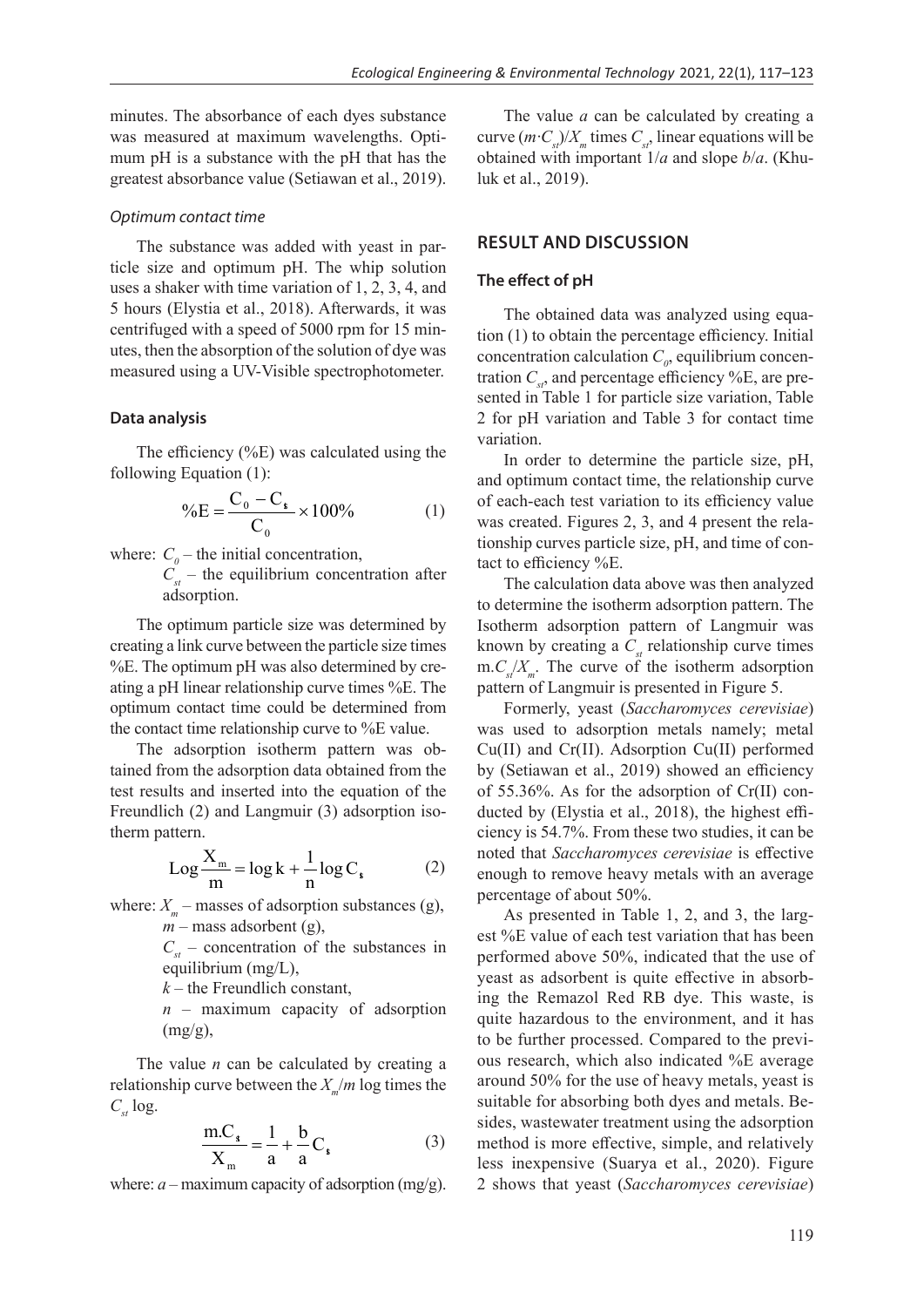minutes. The absorbance of each dyes substance was measured at maximum wavelengths. Optimum pH is a substance with the pH that has the greatest absorbance value (Setiawan et al., 2019).

### Optimum contact time

The substance was added with yeast in particle size and optimum pH. The whip solution uses a shaker with time variation of 1, 2, 3, 4, and 5 hours (Elystia et al., 2018). Afterwards, it was centrifuged with a speed of 5000 rpm for 15 minutes, then the absorption of the solution of dye was measured using a UV-Visible spectrophotometer.

### Data analysis

The efficiency (%E) was calculated using the following Equation (1):

$$\%E = \frac{C_0 - C_{st}}{C_0} \times 100\% \tag{1}$$

where: $C_0$ – the initial concentration,
$C_{st}$ – the equilibrium concentration after adsorption.

The optimum particle size was determined by creating a link curve between the particle size times %E. The optimum pH was also determined by creating a pH linear relationship curve times %E. The optimum contact time could be determined from the contact time relationship curve to %E value.

The adsorption isotherm pattern was obtained from the adsorption data obtained from the test results and inserted into the equation of the Freundlich (2) and Langmuir (3) adsorption isotherm pattern.

$$\text{Log}\frac{X_m}{m} = \log k + \frac{1}{n}\log C_{st} \tag{2}$$

where: $X_m$ – masses of adsorption substances (g),
$m$ – mass adsorbent (g),
$C_{st}$ – concentration of the substances in equilibrium (mg/L),
$k$ – the Freundlich constant,
$n$ – maximum capacity of adsorption (mg/g),

The value $n$ can be calculated by creating a relationship curve between the $X_m/m$ log times the $C_{st}$ log.

$$\frac{m.C_{st}}{X_m} = \frac{1}{a} + \frac{b}{a}C_{st} \tag{3}$$

where: $a$ – maximum capacity of adsorption (mg/g).

The value $a$ can be calculated by creating a curve $(m \cdot C_{st})/X_m$ times $C_{st}$, linear equations will be obtained with important $1/a$ and slope $b/a$. (Khuluk et al., 2019).

## RESULT AND DISCUSSION

### The effect of pH

The obtained data was analyzed using equation (1) to obtain the percentage efficiency. Initial concentration calculation $C_0$, equilibrium concentration $C_{st}$, and percentage efficiency %E, are presented in Table 1 for particle size variation, Table 2 for pH variation and Table 3 for contact time variation.

In order to determine the particle size, pH, and optimum contact time, the relationship curve of each-each test variation to its efficiency value was created. Figures 2, 3, and 4 present the relationship curves particle size, pH, and time of contact to efficiency %E.

The calculation data above was then analyzed to determine the isotherm adsorption pattern. The Isotherm adsorption pattern of Langmuir was known by creating a $C_{st}$ relationship curve times $m.C_{st}/X_m$. The curve of the isotherm adsorption pattern of Langmuir is presented in Figure 5.

Formerly, yeast (*Saccharomyces cerevisiae*) was used to adsorption metals namely; metal Cu(II) and Cr(II). Adsorption Cu(II) performed by (Setiawan et al., 2019) showed an efficiency of 55.36%. As for the adsorption of Cr(II) conducted by (Elystia et al., 2018), the highest efficiency is 54.7%. From these two studies, it can be noted that *Saccharomyces cerevisiae* is effective enough to remove heavy metals with an average percentage of about 50%.

As presented in Table 1, 2, and 3, the largest %E value of each test variation that has been performed above 50%, indicated that the use of yeast as adsorbent is quite effective in absorbing the Remazol Red RB dye. This waste, is quite hazardous to the environment, and it has to be further processed. Compared to the previous research, which also indicated %E average around 50% for the use of heavy metals, yeast is suitable for absorbing both dyes and metals. Besides, wastewater treatment using the adsorption method is more effective, simple, and relatively less inexpensive (Suarya et al., 2020). Figure 2 shows that yeast (*Saccharomyces cerevisiae*)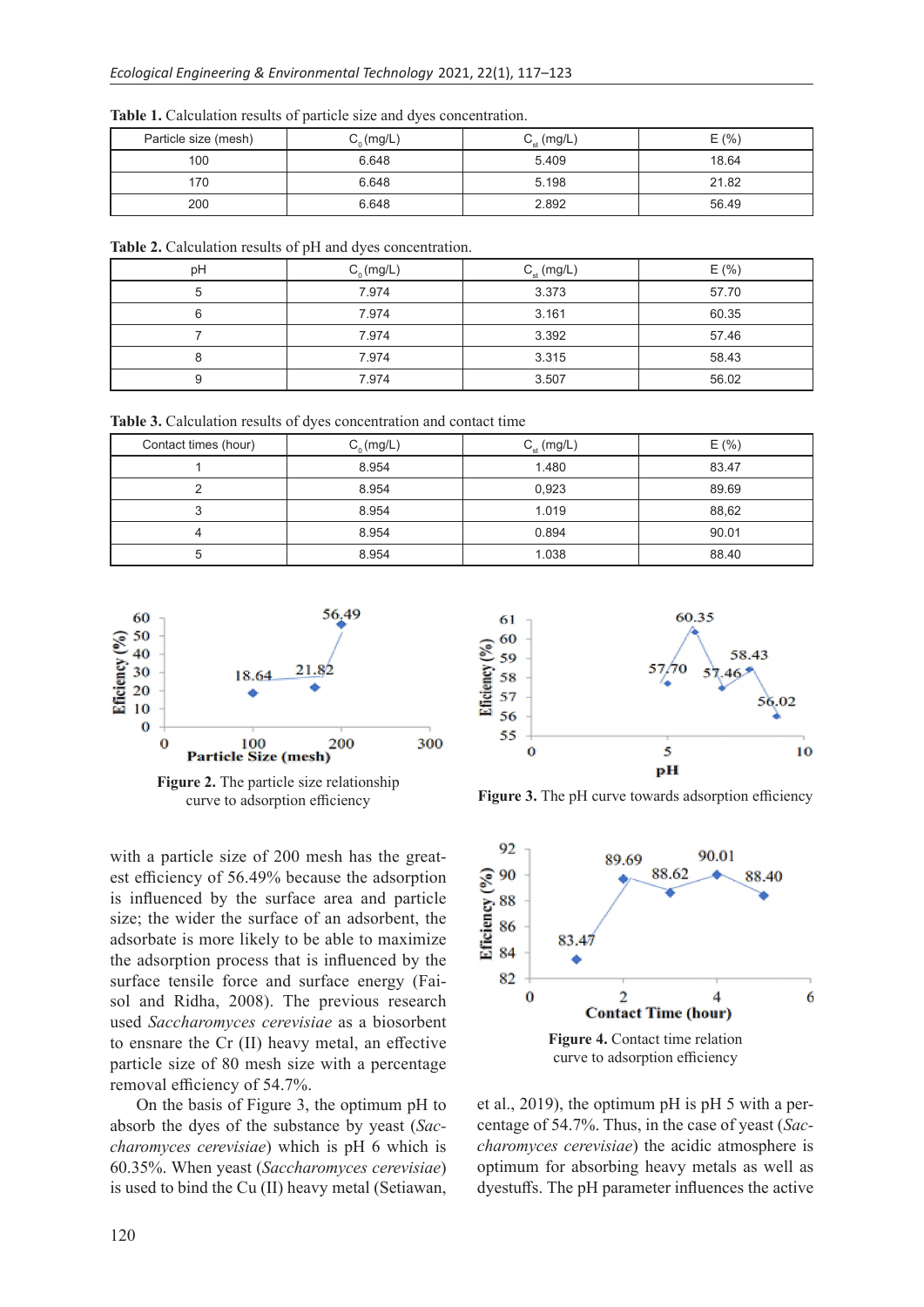**Table 1.** Calculation results of particle size and dyes concentration.

| Particle size (mesh) | $C_0$ (mg/L) | $C_{st}$ (mg/L) | E (%) |
|---|---|---|---|
| 100 | 6.648 | 5.409 | 18.64 |
| 170 | 6.648 | 5.198 | 21.82 |
| 200 | 6.648 | 2.892 | 56.49 |

**Table 2.** Calculation results of pH and dyes concentration.

| pH | $C_0$ (mg/L) | $C_{st}$ (mg/L) | E (%) |
|---|---|---|---|
| 5 | 7.974 | 3.373 | 57.70 |
| 6 | 7.974 | 3.161 | 60.35 |
| 7 | 7.974 | 3.392 | 57.46 |
| 8 | 7.974 | 3.315 | 58.43 |
| 9 | 7.974 | 3.507 | 56.02 |

**Table 3.** Calculation results of dyes concentration and contact time

| Contact times (hour) | $C_0$ (mg/L) | $C_{st}$ (mg/L) | E (%) |
|---|---|---|---|
| 1 | 8.954 | 1.480 | 83.47 |
| 2 | 8.954 | 0,923 | 89.69 |
| 3 | 8.954 | 1.019 | 88,62 |
| 4 | 8.954 | 0.894 | 90.01 |
| 5 | 8.954 | 1.038 | 88.40 |

**Figure 2.** The particle size relationship curve to adsorption efficiency

**Figure 3.** The pH curve towards adsorption efficiency

with a particle size of 200 mesh has the greatest efficiency of 56.49% because the adsorption is influenced by the surface area and particle size; the wider the surface of an adsorbent, the adsorbate is more likely to be able to maximize the adsorption process that is influenced by the surface tensile force and surface energy (Faisol and Ridha, 2008). The previous research used *Saccharomyces cerevisiae* as a biosorbent to ensnare the Cr (II) heavy metal, an effective particle size of 80 mesh size with a percentage removal efficiency of 54.7%.

On the basis of Figure 3, the optimum pH to absorb the dyes of the substance by yeast (*Saccharomyces cerevisiae*) which is pH 6 which is 60.35%. When yeast (*Saccharomyces cerevisiae*) is used to bind the Cu (II) heavy metal (Setiawan, et al., 2019), the optimum pH is pH 5 with a percentage of 54.7%. Thus, in the case of yeast (*Saccharomyces cerevisiae*) the acidic atmosphere is optimum for absorbing heavy metals as well as dyestuffs. The pH parameter influences the active

**Figure 4.** Contact time relation curve to adsorption efficiency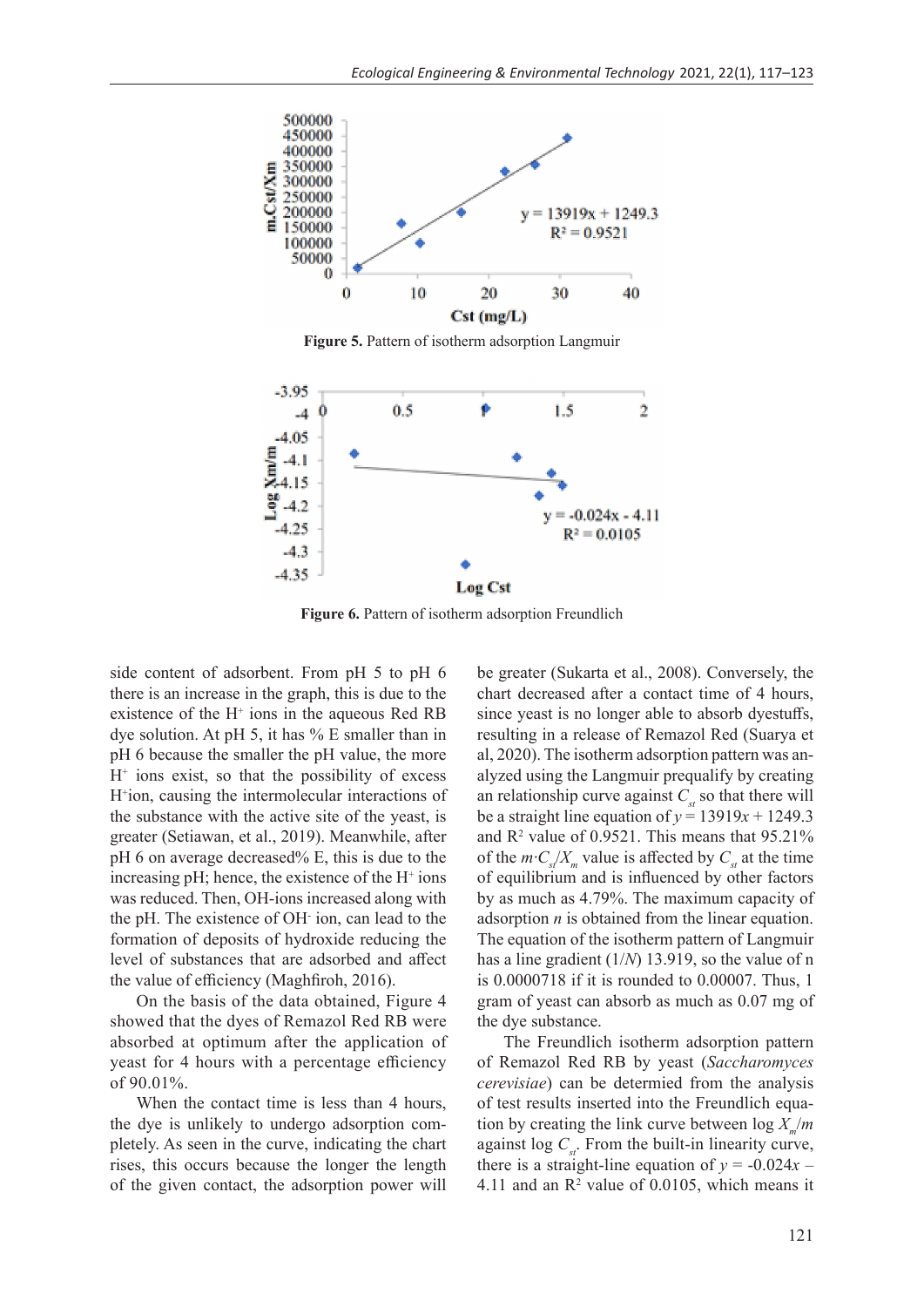Figure 5. Pattern of isotherm adsorption Langmuir

Figure 6. Pattern of isotherm adsorption Freundlich

side content of adsorbent. From pH 5 to pH 6 there is an increase in the graph, this is due to the existence of the $H^+$ ions in the aqueous Red RB dye solution. At pH 5, it has % E smaller than in pH 6 because the smaller the pH value, the more $H^+$ ions exist, so that the possibility of excess $H^+$ion, causing the intermolecular interactions of the substance with the active site of the yeast, is greater (Setiawan, et al., 2019). Meanwhile, after pH 6 on average decreased% E, this is due to the increasing pH; hence, the existence of the $H^+$ ions was reduced. Then, OH-ions increased along with the pH. The existence of $OH^-$ ion, can lead to the formation of deposits of hydroxide reducing the level of substances that are adsorbed and affect the value of efficiency (Maghfiroh, 2016).

On the basis of the data obtained, Figure 4 showed that the dyes of Remazol Red RB were absorbed at optimum after the application of yeast for 4 hours with a percentage efficiency of 90.01%.

When the contact time is less than 4 hours, the dye is unlikely to undergo adsorption completely. As seen in the curve, indicating the chart rises, this occurs because the longer the length of the given contact, the adsorption power will be greater (Sukarta et al., 2008). Conversely, the chart decreased after a contact time of 4 hours, since yeast is no longer able to absorb dyestuffs, resulting in a release of Remazol Red (Suarya et al, 2020). The isotherm adsorption pattern was analyzed using the Langmuir prequalify by creating an relationship curve against $C_{st}$ so that there will be a straight line equation of $y = 13919x + 1249.3$ and $R^2$ value of 0.9521. This means that 95.21% of the $m{\cdot}C_{st}/X_m$ value is affected by $C_{st}$ at the time of equilibrium and is influenced by other factors by as much as 4.79%. The maximum capacity of adsorption $n$ is obtained from the linear equation. The equation of the isotherm pattern of Langmuir has a line gradient ($1/N$) 13.919, so the value of n is 0.0000718 if it is rounded to 0.00007. Thus, 1 gram of yeast can absorb as much as 0.07 mg of the dye substance.

The Freundlich isotherm adsorption pattern of Remazol Red RB by yeast (*Saccharomyces cerevisiae*) can be determied from the analysis of test results inserted into the Freundlich equation by creating the link curve between log $X_m/m$ against log $C_{st}$. From the built-in linearity curve, there is a straight-line equation of $y = -0.024x - 4.11$ and an $R^2$ value of 0.0105, which means it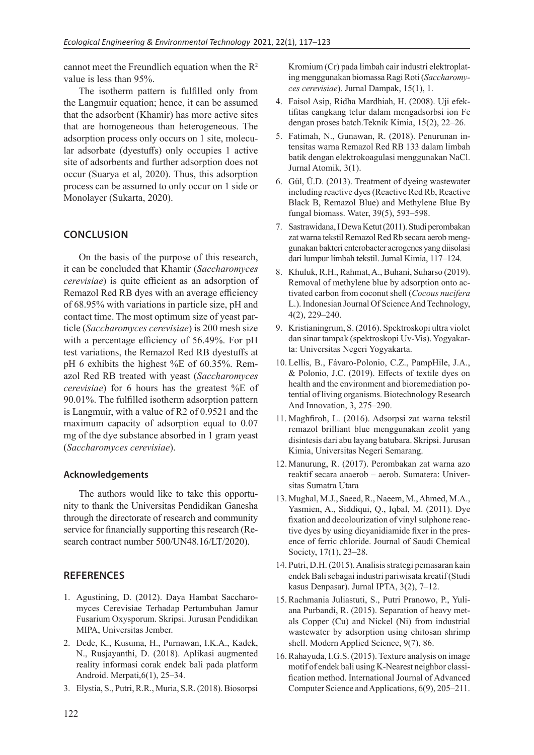cannot meet the Freundlich equation when the $R^2$ value is less than 95%.

The isotherm pattern is fulfilled only from the Langmuir equation; hence, it can be assumed that the adsorbent (Khamir) has more active sites that are homogeneous than heterogeneous. The adsorption process only occurs on 1 site, molecular adsorbate (dyestuffs) only occupies 1 active site of adsorbents and further adsorption does not occur (Suarya et al, 2020). Thus, this adsorption process can be assumed to only occur on 1 side or Monolayer (Sukarta, 2020).

## CONCLUSION

On the basis of the purpose of this research, it can be concluded that Khamir (*Saccharomyces cerevisiae*) is quite efficient as an adsorption of Remazol Red RB dyes with an average efficiency of 68.95% with variations in particle size, pH and contact time. The most optimum size of yeast particle (*Saccharomyces cerevisiae*) is 200 mesh size with a percentage efficiency of 56.49%. For pH test variations, the Remazol Red RB dyestuffs at pH 6 exhibits the highest %E of 60.35%. Remazol Red RB treated with yeast (*Saccharomyces cerevisiae*) for 6 hours has the greatest %E of 90.01%. The fulfilled isotherm adsorption pattern is Langmuir, with a value of R2 of 0.9521 and the maximum capacity of adsorption equal to 0.07 mg of the dye substance absorbed in 1 gram yeast (*Saccharomyces cerevisiae*).

### Acknowledgements

The authors would like to take this opportunity to thank the Universitas Pendidikan Ganesha through the directorate of research and community service for financially supporting this research (Research contract number 500/UN48.16/LT/2020).

## REFERENCES

1. Agustining, D. (2012). Daya Hambat Saccharomyces Cerevisiae Terhadap Pertumbuhan Jamur Fusarium Oxysporum. Skripsi. Jurusan Pendidikan MIPA, Universitas Jember.
2. Dede, K., Kusuma, H., Purnawan, I.K.A., Kadek, N., Rusjayanthi, D. (2018). Aplikasi augmented reality informasi corak endek bali pada platform Android. Merpati,6(1), 25–34.
3. Elystia, S., Putri, R.R., Muria, S.R. (2018). Biosorpsi Kromium (Cr) pada limbah cair industri elektroplating menggunakan biomassa Ragi Roti (*Saccharomyces cerevisiae*). Jurnal Dampak, 15(1), 1.
4. Faisol Asip, Ridha Mardhiah, H. (2008). Uji efektifitas cangkang telur dalam mengadsorbsi ion Fe dengan proses batch.Teknik Kimia, 15(2), 22–26.
5. Fatimah, N., Gunawan, R. (2018). Penurunan intensitas warna Remazol Red RB 133 dalam limbah batik dengan elektrokoagulasi menggunakan NaCl. Jurnal Atomik, 3(1).
6. Gül, Ü.D. (2013). Treatment of dyeing wastewater including reactive dyes (Reactive Red Rb, Reactive Black B, Remazol Blue) and Methylene Blue By fungal biomass. Water, 39(5), 593–598.
7. Sastrawidana, I Dewa Ketut (2011). Studi perombakan zat warna tekstil Remazol Red Rb secara aerob menggunakan bakteri enterobacter aerogenes yang diisolasi dari lumpur limbah tekstil. Jurnal Kimia, 117–124.
8. Khuluk, R.H., Rahmat, A., Buhani, Suharso (2019). Removal of methylene blue by adsorption onto activated carbon from coconut shell (*Cocous nucifera* L.). Indonesian Journal Of Science And Technology, 4(2), 229–240.
9. Kristianingrum, S. (2016). Spektroskopi ultra violet dan sinar tampak (spektroskopi Uv-Vis). Yogyakarta: Universitas Negeri Yogyakarta.
10. Lellis, B., Fávaro-Polonio, C.Z., PampHile, J.A., & Polonio, J.C. (2019). Effects of textile dyes on health and the environment and bioremediation potential of living organisms. Biotechnology Research And Innovation, 3, 275–290.
11. Maghfiroh, L. (2016). Adsorpsi zat warna tekstil remazol brilliant blue menggunakan zeolit yang disintesis dari abu layang batubara. Skripsi. Jurusan Kimia, Universitas Negeri Semarang.
12. Manurung, R. (2017). Perombakan zat warna azo reaktif secara anaerob – aerob. Sumatera: Universitas Sumatra Utara
13. Mughal, M.J., Saeed, R., Naeem, M., Ahmed, M.A., Yasmien, A., Siddiqui, Q., Iqbal, M. (2011). Dye fixation and decolourization of vinyl sulphone reactive dyes by using dicyanidiamide fixer in the presence of ferric chloride. Journal of Saudi Chemical Society, 17(1), 23–28.
14. Putri, D.H. (2015). Analisis strategi pemasaran kain endek Bali sebagai industri pariwisata kreatif (Studi kasus Denpasar). Jurnal IPTA, 3(2), 7–12.
15. Rachmania Juliastuti, S., Putri Pranowo, P., Yuliana Purbandi, R. (2015). Separation of heavy metals Copper (Cu) and Nickel (Ni) from industrial wastewater by adsorption using chitosan shrimp shell. Modern Applied Science, 9(7), 86.
16. Rahayuda, I.G.S. (2015). Texture analysis on image motif of endek bali using K-Nearest neighbor classification method. International Journal of Advanced Computer Science and Applications, 6(9), 205–211.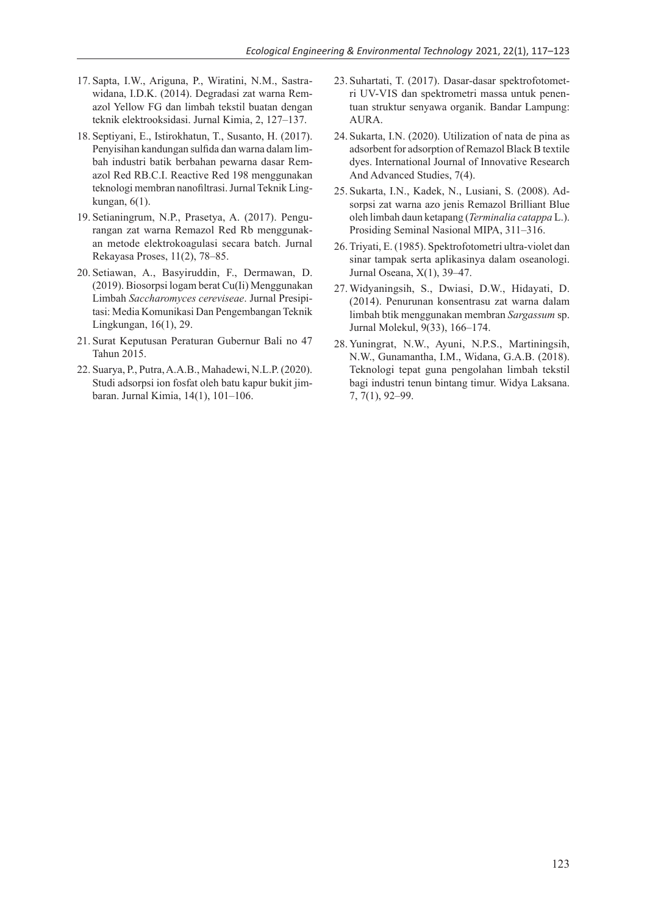17. Sapta, I.W., Ariguna, P., Wiratini, N.M., Sastrawidana, I.D.K. (2014). Degradasi zat warna Remazol Yellow FG dan limbah tekstil buatan dengan teknik elektrooksidasi. Jurnal Kimia, 2, 127–137.
18. Septiyani, E., Istirokhatun, T., Susanto, H. (2017). Penyisihan kandungan sulfida dan warna dalam limbah industri batik berbahan pewarna dasar Remazol Red RB.C.I. Reactive Red 198 menggunakan teknologi membran nanofiltrasi. Jurnal Teknik Lingkungan, 6(1).
19. Setianingrum, N.P., Prasetya, A. (2017). Pengurangan zat warna Remazol Red Rb menggunakan metode elektrokoagulasi secara batch. Jurnal Rekayasa Proses, 11(2), 78–85.
20. Setiawan, A., Basyiruddin, F., Dermawan, D. (2019). Biosorpsi logam berat Cu(Ii) Menggunakan Limbah *Saccharomyces cereviseae*. Jurnal Presipitasi: Media Komunikasi Dan Pengembangan Teknik Lingkungan, 16(1), 29.
21. Surat Keputusan Peraturan Gubernur Bali no 47 Tahun 2015.
22. Suarya, P., Putra, A.A.B., Mahadewi, N.L.P. (2020). Studi adsorpsi ion fosfat oleh batu kapur bukit jimbaran. Jurnal Kimia, 14(1), 101–106.
23. Suhartati, T. (2017). Dasar-dasar spektrofotometri UV-VIS dan spektrometri massa untuk penentuan struktur senyawa organik. Bandar Lampung: AURA.
24. Sukarta, I.N. (2020). Utilization of nata de pina as adsorbent for adsorption of Remazol Black B textile dyes. International Journal of Innovative Research And Advanced Studies, 7(4).
25. Sukarta, I.N., Kadek, N., Lusiani, S. (2008). Adsorpsi zat warna azo jenis Remazol Brilliant Blue oleh limbah daun ketapang (*Terminalia catappa* L.). Prosiding Seminal Nasional MIPA, 311–316.
26. Triyati, E. (1985). Spektrofotometri ultra-violet dan sinar tampak serta aplikasinya dalam oseanologi. Jurnal Oseana, X(1), 39–47.
27. Widyaningsih, S., Dwiasi, D.W., Hidayati, D. (2014). Penurunan konsentrasu zat warna dalam limbah btik menggunakan membran *Sargassum* sp. Jurnal Molekul, 9(33), 166–174.
28. Yuningrat, N.W., Ayuni, N.P.S., Martiningsih, N.W., Gunamantha, I.M., Widana, G.A.B. (2018). Teknologi tepat guna pengolahan limbah tekstil bagi industri tenun bintang timur. Widya Laksana. 7, 7(1), 92–99.